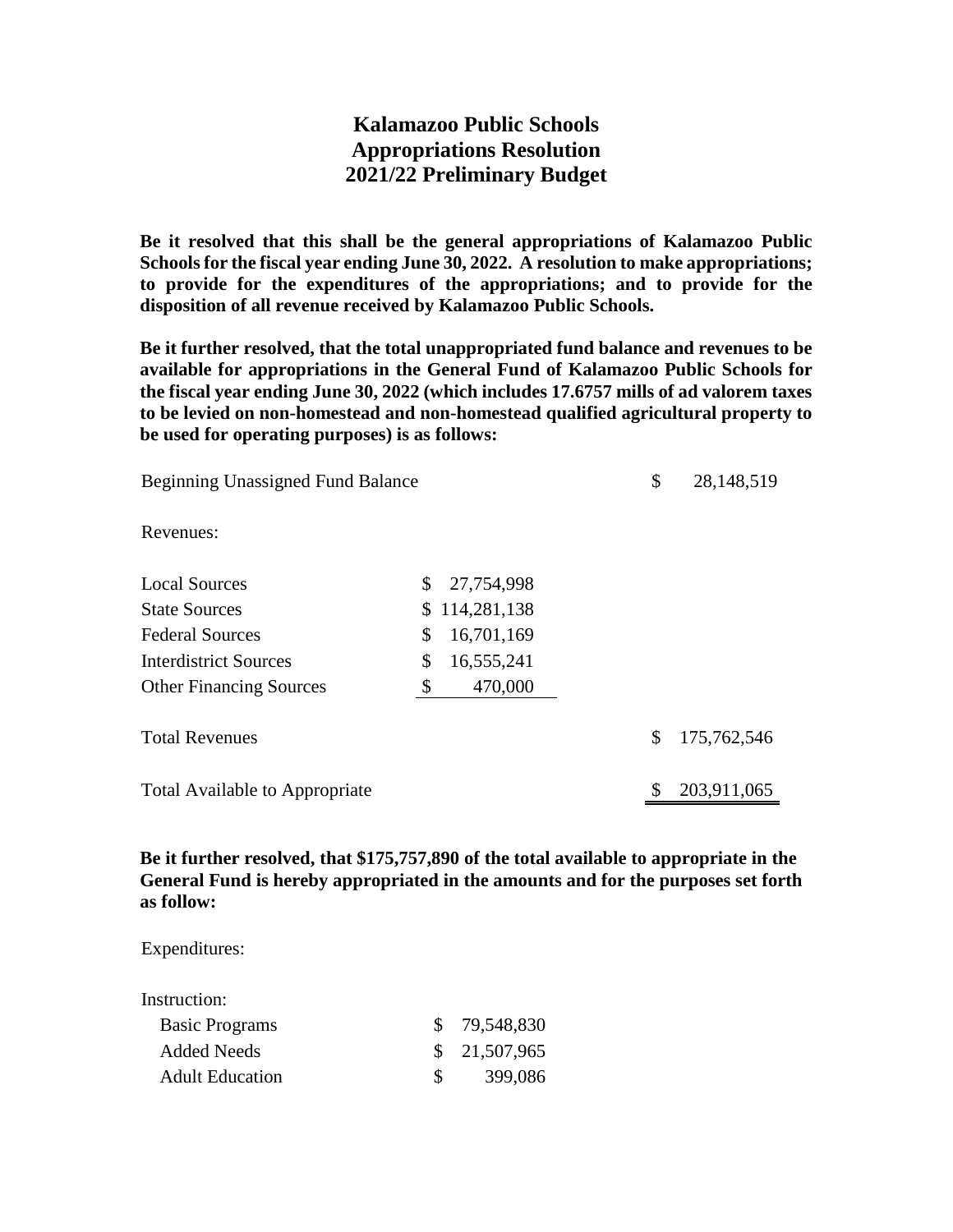# Kalamazoo Public Schools
# Appropriations Resolution
# 2021/22 Preliminary Budget

**Be it resolved that this shall be the general appropriations of Kalamazoo Public Schools for the fiscal year ending June 30, 2022. A resolution to make appropriations; to provide for the expenditures of the appropriations; and to provide for the disposition of all revenue received by Kalamazoo Public Schools.**

**Be it further resolved, that the total unappropriated fund balance and revenues to be available for appropriations in the General Fund of Kalamazoo Public Schools for the fiscal year ending June 30, 2022 (which includes 17.6757 mills of ad valorem taxes to be levied on non-homestead and non-homestead qualified agricultural property to be used for operating purposes) is as follows:**

| | | |
|---|---|---|
| Beginning Unassigned Fund Balance | | $ 28,148,519 |
| Revenues: | | |
| Local Sources | $ 27,754,998 | |
| State Sources | $ 114,281,138 | |
| Federal Sources | $ 16,701,169 | |
| Interdistrict Sources | $ 16,555,241 | |
| Other Financing Sources | $ 470,000 | |
| Total Revenues | | $ 175,762,546 |
| Total Available to Appropriate | | $ 203,911,065 |

**Be it further resolved, that $175,757,890 of the total available to appropriate in the General Fund is hereby appropriated in the amounts and for the purposes set forth as follow:**

Expenditures:

| | |
|---|---|
| Instruction: | |
| Basic Programs | $ 79,548,830 |
| Added Needs | $ 21,507,965 |
| Adult Education | $ 399,086 |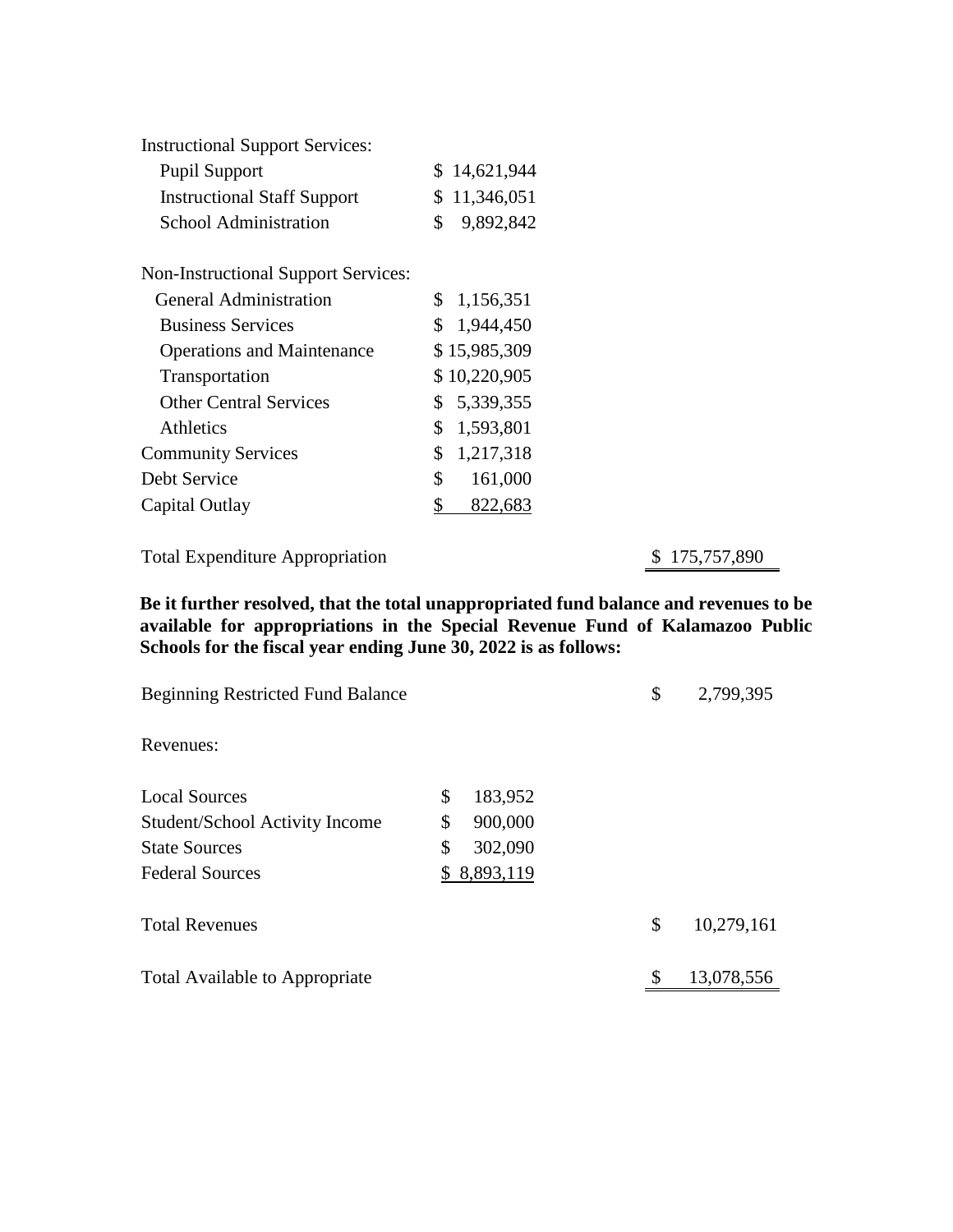| | | |
|---|---|---|
| Instructional Support Services: | | |
| Pupil Support | $ 14,621,944 | |
| Instructional Staff Support | $ 11,346,051 | |
| School Administration | $ 9,892,842 | |
| | | |
| Non-Instructional Support Services: | | |
| General Administration | $ 1,156,351 | |
| Business Services | $ 1,944,450 | |
| Operations and Maintenance | $ 15,985,309 | |
| Transportation | $ 10,220,905 | |
| Other Central Services | $ 5,339,355 | |
| Athletics | $ 1,593,801 | |
| Community Services | $ 1,217,318 | |
| Debt Service | $ 161,000 | |
| Capital Outlay | $ 822,683 | |
| | | |
| Total Expenditure Appropriation | | $ 175,757,890 |

**Be it further resolved, that the total unappropriated fund balance and revenues to be available for appropriations in the Special Revenue Fund of Kalamazoo Public Schools for the fiscal year ending June 30, 2022 is as follows:**

| | | |
|---|---|---|
| Beginning Restricted Fund Balance | | $ 2,799,395 |
| | | |
| Revenues: | | |
| | | |
| Local Sources | $ 183,952 | |
| Student/School Activity Income | $ 900,000 | |
| State Sources | $ 302,090 | |
| Federal Sources | $ 8,893,119 | |
| | | |
| Total Revenues | | $ 10,279,161 |
| | | |
| Total Available to Appropriate | | $ 13,078,556 |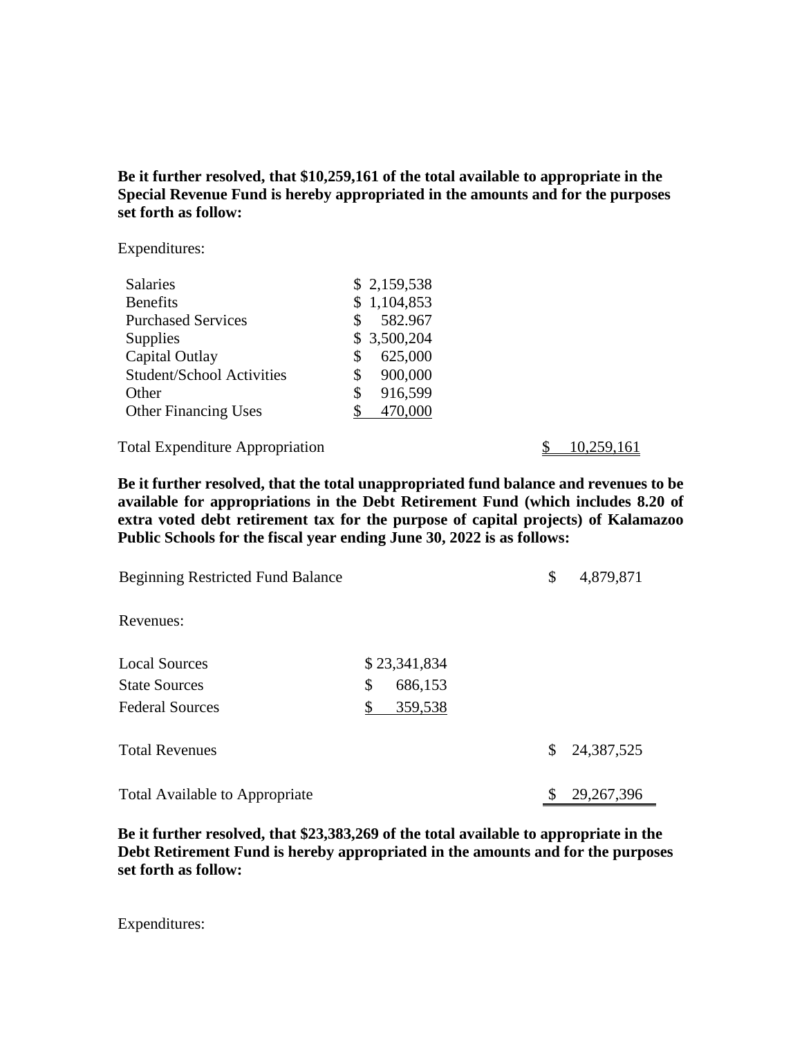**Be it further resolved, that $10,259,161 of the total available to appropriate in the Special Revenue Fund is hereby appropriated in the amounts and for the purposes set forth as follow:**

Expenditures:

| | | |
|---|---|---|
| Salaries | $ 2,159,538 | |
| Benefits | $ 1,104,853 | |
| Purchased Services | $ 582.967 | |
| Supplies | $ 3,500,204 | |
| Capital Outlay | $ 625,000 | |
| Student/School Activities | $ 900,000 | |
| Other | $ 916,599 | |
| Other Financing Uses | $ 470,000 | |
| | | |
| Total Expenditure Appropriation | | $ 10,259,161 |

**Be it further resolved, that the total unappropriated fund balance and revenues to be available for appropriations in the Debt Retirement Fund (which includes 8.20 of extra voted debt retirement tax for the purpose of capital projects) of Kalamazoo Public Schools for the fiscal year ending June 30, 2022 is as follows:**

| | | |
|---|---|---|
| Beginning Restricted Fund Balance | | $ 4,879,871 |
| | | |
| Revenues: | | |
| | | |
| Local Sources | $ 23,341,834 | |
| State Sources | $ 686,153 | |
| Federal Sources | $ 359,538 | |
| | | |
| Total Revenues | | $ 24,387,525 |
| | | |
| Total Available to Appropriate | | $ 29,267,396 |

**Be it further resolved, that $23,383,269 of the total available to appropriate in the Debt Retirement Fund is hereby appropriated in the amounts and for the purposes set forth as follow:**

Expenditures: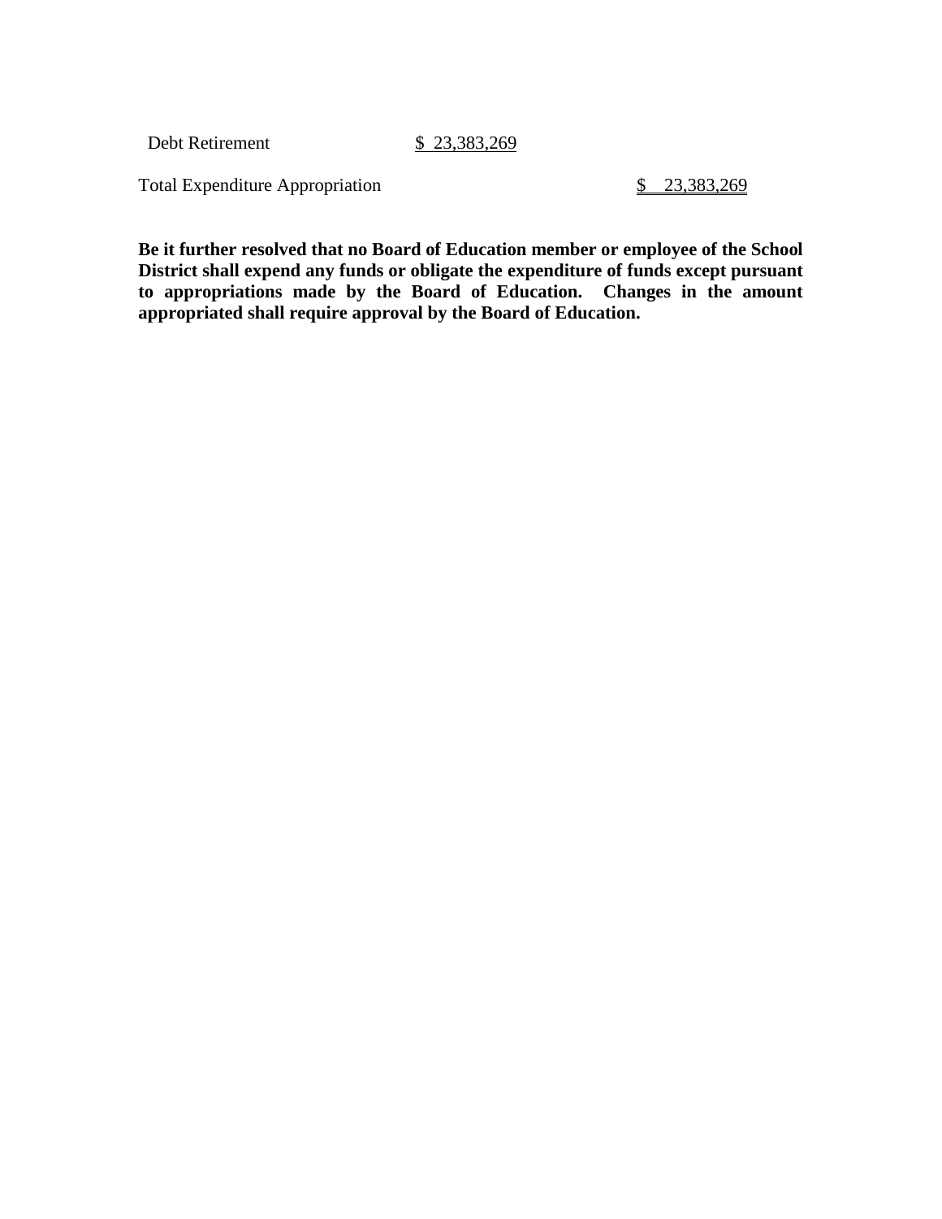| | | |
|---|---|---|
| Debt Retirement | $ 23,383,269 | |
| Total Expenditure Appropriation | | $ 23,383,269 |

**Be it further resolved that no Board of Education member or employee of the School District shall expend any funds or obligate the expenditure of funds except pursuant to appropriations made by the Board of Education. Changes in the amount appropriated shall require approval by the Board of Education.**